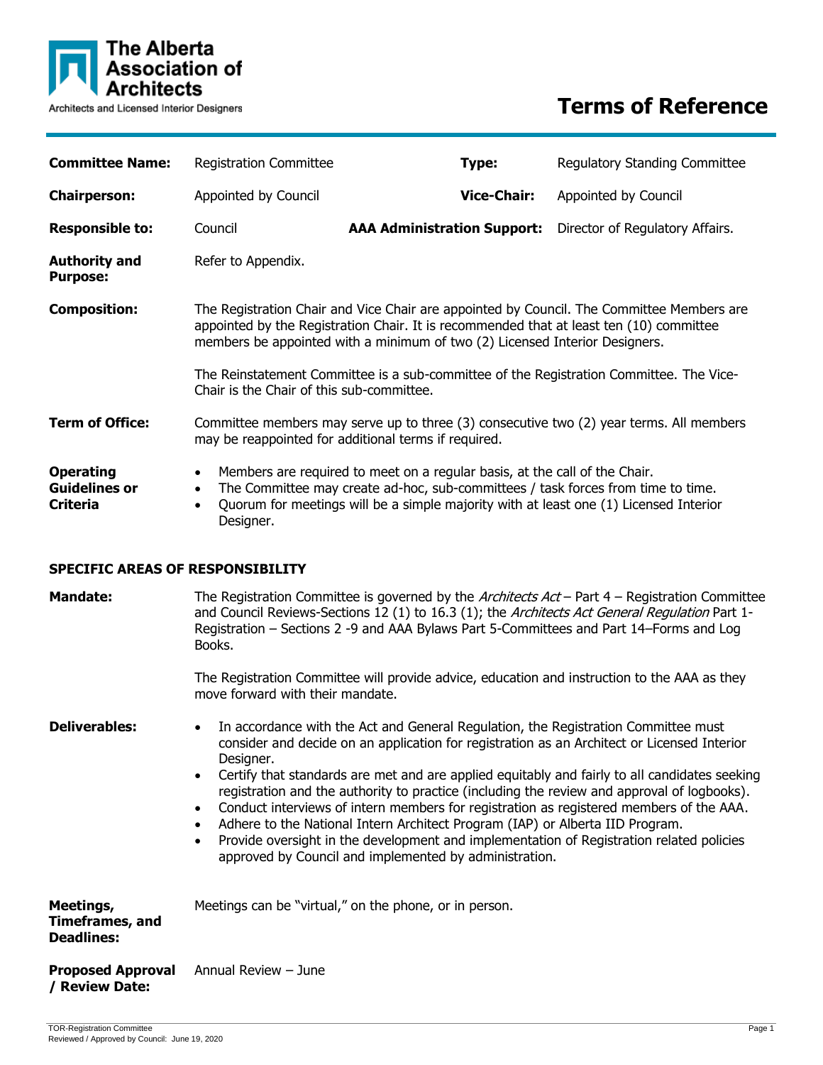The Alberta Association of Architects

Architects and Licensed Interior Designers

# Terms of Reference

| | | | |
|---|---|---|---|
| **Committee Name:** | Registration Committee | **Type:** | Regulatory Standing Committee |
| **Chairperson:** | Appointed by Council | **Vice-Chair:** | Appointed by Council |
| **Responsible to:** | Council | **AAA Administration Support:** | Director of Regulatory Affairs. |

**Authority and Purpose:** Refer to Appendix.

**Composition:** The Registration Chair and Vice Chair are appointed by Council. The Committee Members are appointed by the Registration Chair. It is recommended that at least ten (10) committee members be appointed with a minimum of two (2) Licensed Interior Designers.

The Reinstatement Committee is a sub-committee of the Registration Committee. The Vice-Chair is the Chair of this sub-committee.

**Term of Office:** Committee members may serve up to three (3) consecutive two (2) year terms. All members may be reappointed for additional terms if required.

**Operating Guidelines or Criteria**

- Members are required to meet on a regular basis, at the call of the Chair.
- The Committee may create ad-hoc, sub-committees / task forces from time to time.
- Quorum for meetings will be a simple majority with at least one (1) Licensed Interior Designer.

## SPECIFIC AREAS OF RESPONSIBILITY

**Mandate:** The Registration Committee is governed by the *Architects Act* – Part 4 – Registration Committee and Council Reviews-Sections 12 (1) to 16.3 (1); the *Architects Act General Regulation* Part 1-Registration – Sections 2 -9 and AAA Bylaws Part 5-Committees and Part 14–Forms and Log Books.

The Registration Committee will provide advice, education and instruction to the AAA as they move forward with their mandate.

**Deliverables:**

- In accordance with the Act and General Regulation, the Registration Committee must consider and decide on an application for registration as an Architect or Licensed Interior Designer.
- Certify that standards are met and are applied equitably and fairly to all candidates seeking registration and the authority to practice (including the review and approval of logbooks).
- Conduct interviews of intern members for registration as registered members of the AAA.
- Adhere to the National Intern Architect Program (IAP) or Alberta IID Program.
- Provide oversight in the development and implementation of Registration related policies approved by Council and implemented by administration.

**Meetings, Timeframes, and Deadlines:** Meetings can be "virtual," on the phone, or in person.

**Proposed Approval / Review Date:** Annual Review – June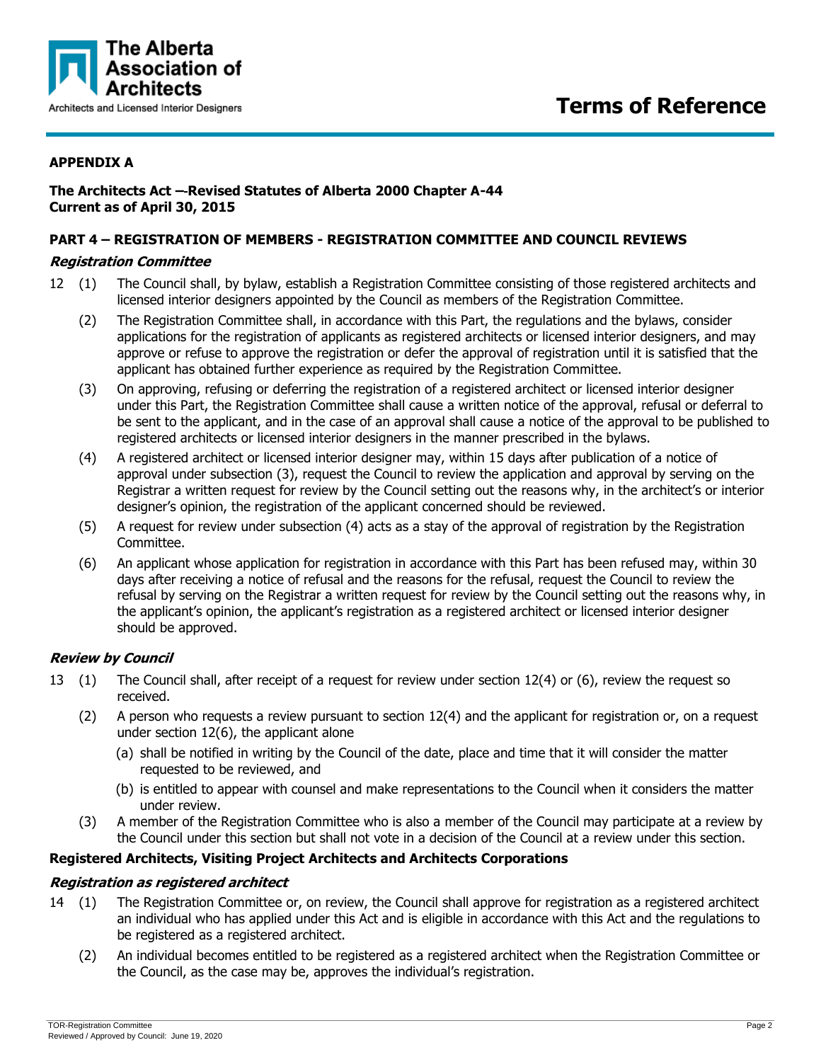**APPENDIX A**

**The Architects Act –-Revised Statutes of Alberta 2000 Chapter A-44**
**Current as of April 30, 2015**

## PART 4 – REGISTRATION OF MEMBERS - REGISTRATION COMMITTEE AND COUNCIL REVIEWS

### *Registration Committee*

12 (1) The Council shall, by bylaw, establish a Registration Committee consisting of those registered architects and licensed interior designers appointed by the Council as members of the Registration Committee.

(2) The Registration Committee shall, in accordance with this Part, the regulations and the bylaws, consider applications for the registration of applicants as registered architects or licensed interior designers, and may approve or refuse to approve the registration or defer the approval of registration until it is satisfied that the applicant has obtained further experience as required by the Registration Committee.

(3) On approving, refusing or deferring the registration of a registered architect or licensed interior designer under this Part, the Registration Committee shall cause a written notice of the approval, refusal or deferral to be sent to the applicant, and in the case of an approval shall cause a notice of the approval to be published to registered architects or licensed interior designers in the manner prescribed in the bylaws.

(4) A registered architect or licensed interior designer may, within 15 days after publication of a notice of approval under subsection (3), request the Council to review the application and approval by serving on the Registrar a written request for review by the Council setting out the reasons why, in the architect's or interior designer's opinion, the registration of the applicant concerned should be reviewed.

(5) A request for review under subsection (4) acts as a stay of the approval of registration by the Registration Committee.

(6) An applicant whose application for registration in accordance with this Part has been refused may, within 30 days after receiving a notice of refusal and the reasons for the refusal, request the Council to review the refusal by serving on the Registrar a written request for review by the Council setting out the reasons why, in the applicant's opinion, the applicant's registration as a registered architect or licensed interior designer should be approved.

### *Review by Council*

13 (1) The Council shall, after receipt of a request for review under section 12(4) or (6), review the request so received.

(2) A person who requests a review pursuant to section 12(4) and the applicant for registration or, on a request under section 12(6), the applicant alone

(a) shall be notified in writing by the Council of the date, place and time that it will consider the matter requested to be reviewed, and

(b) is entitled to appear with counsel and make representations to the Council when it considers the matter under review.

(3) A member of the Registration Committee who is also a member of the Council may participate at a review by the Council under this section but shall not vote in a decision of the Council at a review under this section.

### Registered Architects, Visiting Project Architects and Architects Corporations

### *Registration as registered architect*

14 (1) The Registration Committee or, on review, the Council shall approve for registration as a registered architect an individual who has applied under this Act and is eligible in accordance with this Act and the regulations to be registered as a registered architect.

(2) An individual becomes entitled to be registered as a registered architect when the Registration Committee or the Council, as the case may be, approves the individual's registration.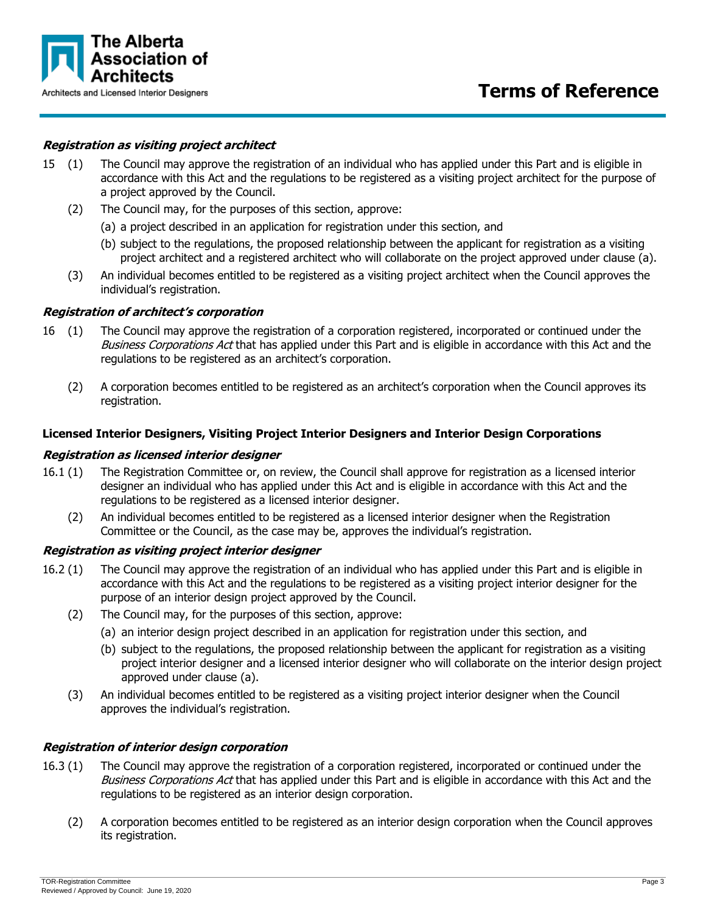***Registration as visiting project architect***

15 (1) The Council may approve the registration of an individual who has applied under this Part and is eligible in accordance with this Act and the regulations to be registered as a visiting project architect for the purpose of a project approved by the Council.

(2) The Council may, for the purposes of this section, approve:

(a) a project described in an application for registration under this section, and

(b) subject to the regulations, the proposed relationship between the applicant for registration as a visiting project architect and a registered architect who will collaborate on the project approved under clause (a).

(3) An individual becomes entitled to be registered as a visiting project architect when the Council approves the individual's registration.

***Registration of architect's corporation***

16 (1) The Council may approve the registration of a corporation registered, incorporated or continued under the *Business Corporations Act* that has applied under this Part and is eligible in accordance with this Act and the regulations to be registered as an architect's corporation.

(2) A corporation becomes entitled to be registered as an architect's corporation when the Council approves its registration.

**Licensed Interior Designers, Visiting Project Interior Designers and Interior Design Corporations**

***Registration as licensed interior designer***

16.1 (1) The Registration Committee or, on review, the Council shall approve for registration as a licensed interior designer an individual who has applied under this Act and is eligible in accordance with this Act and the regulations to be registered as a licensed interior designer.

(2) An individual becomes entitled to be registered as a licensed interior designer when the Registration Committee or the Council, as the case may be, approves the individual's registration.

***Registration as visiting project interior designer***

16.2 (1) The Council may approve the registration of an individual who has applied under this Part and is eligible in accordance with this Act and the regulations to be registered as a visiting project interior designer for the purpose of an interior design project approved by the Council.

(2) The Council may, for the purposes of this section, approve:

(a) an interior design project described in an application for registration under this section, and

(b) subject to the regulations, the proposed relationship between the applicant for registration as a visiting project interior designer and a licensed interior designer who will collaborate on the interior design project approved under clause (a).

(3) An individual becomes entitled to be registered as a visiting project interior designer when the Council approves the individual's registration.

***Registration of interior design corporation***

16.3 (1) The Council may approve the registration of a corporation registered, incorporated or continued under the *Business Corporations Act* that has applied under this Part and is eligible in accordance with this Act and the regulations to be registered as an interior design corporation.

(2) A corporation becomes entitled to be registered as an interior design corporation when the Council approves its registration.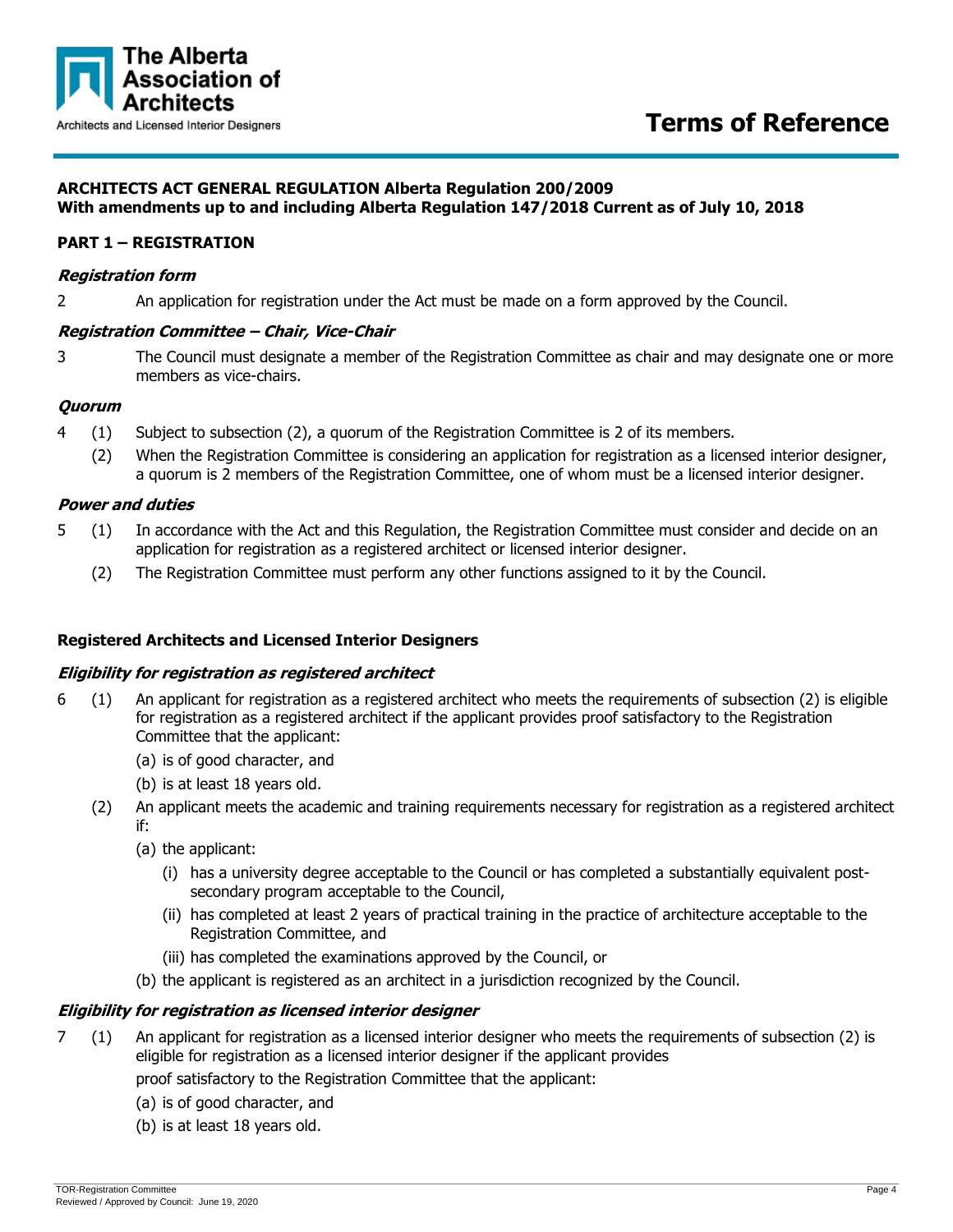**ARCHITECTS ACT GENERAL REGULATION Alberta Regulation 200/2009**
**With amendments up to and including Alberta Regulation 147/2018 Current as of July 10, 2018**

## PART 1 – REGISTRATION

### *Registration form*

2 An application for registration under the Act must be made on a form approved by the Council.

### *Registration Committee – Chair, Vice-Chair*

3 The Council must designate a member of the Registration Committee as chair and may designate one or more members as vice-chairs.

### *Quorum*

4 (1) Subject to subsection (2), a quorum of the Registration Committee is 2 of its members.

(2) When the Registration Committee is considering an application for registration as a licensed interior designer, a quorum is 2 members of the Registration Committee, one of whom must be a licensed interior designer.

### *Power and duties*

5 (1) In accordance with the Act and this Regulation, the Registration Committee must consider and decide on an application for registration as a registered architect or licensed interior designer.

(2) The Registration Committee must perform any other functions assigned to it by the Council.

## Registered Architects and Licensed Interior Designers

### *Eligibility for registration as registered architect*

6 (1) An applicant for registration as a registered architect who meets the requirements of subsection (2) is eligible for registration as a registered architect if the applicant provides proof satisfactory to the Registration Committee that the applicant:

(a) is of good character, and

(b) is at least 18 years old.

(2) An applicant meets the academic and training requirements necessary for registration as a registered architect if:

(a) the applicant:

(i) has a university degree acceptable to the Council or has completed a substantially equivalent post-secondary program acceptable to the Council,

(ii) has completed at least 2 years of practical training in the practice of architecture acceptable to the Registration Committee, and

(iii) has completed the examinations approved by the Council, or

(b) the applicant is registered as an architect in a jurisdiction recognized by the Council.

### *Eligibility for registration as licensed interior designer*

7 (1) An applicant for registration as a licensed interior designer who meets the requirements of subsection (2) is eligible for registration as a licensed interior designer if the applicant provides proof satisfactory to the Registration Committee that the applicant:

(a) is of good character, and

(b) is at least 18 years old.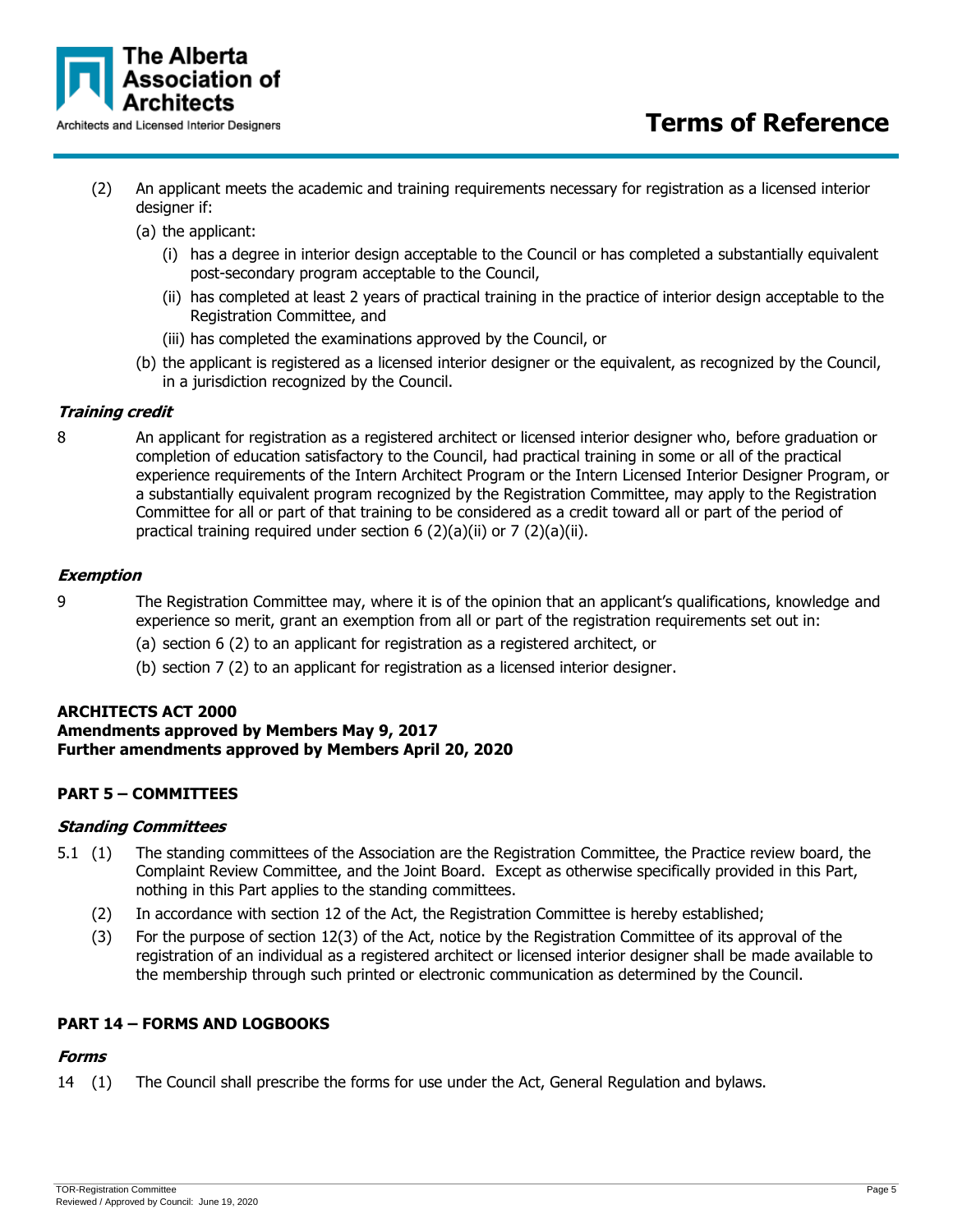(2) An applicant meets the academic and training requirements necessary for registration as a licensed interior designer if:

(a) the applicant:

(i) has a degree in interior design acceptable to the Council or has completed a substantially equivalent post-secondary program acceptable to the Council,

(ii) has completed at least 2 years of practical training in the practice of interior design acceptable to the Registration Committee, and

(iii) has completed the examinations approved by the Council, or

(b) the applicant is registered as a licensed interior designer or the equivalent, as recognized by the Council, in a jurisdiction recognized by the Council.

***Training credit***

8 An applicant for registration as a registered architect or licensed interior designer who, before graduation or completion of education satisfactory to the Council, had practical training in some or all of the practical experience requirements of the Intern Architect Program or the Intern Licensed Interior Designer Program, or a substantially equivalent program recognized by the Registration Committee, may apply to the Registration Committee for all or part of that training to be considered as a credit toward all or part of the period of practical training required under section 6 (2)(a)(ii) or 7 (2)(a)(ii).

***Exemption***

9 The Registration Committee may, where it is of the opinion that an applicant's qualifications, knowledge and experience so merit, grant an exemption from all or part of the registration requirements set out in:

(a) section 6 (2) to an applicant for registration as a registered architect, or

(b) section 7 (2) to an applicant for registration as a licensed interior designer.

**ARCHITECTS ACT 2000**
**Amendments approved by Members May 9, 2017**
**Further amendments approved by Members April 20, 2020**

**PART 5 – COMMITTEES**

***Standing Committees***

5.1 (1) The standing committees of the Association are the Registration Committee, the Practice review board, the Complaint Review Committee, and the Joint Board. Except as otherwise specifically provided in this Part, nothing in this Part applies to the standing committees.

(2) In accordance with section 12 of the Act, the Registration Committee is hereby established;

(3) For the purpose of section 12(3) of the Act, notice by the Registration Committee of its approval of the registration of an individual as a registered architect or licensed interior designer shall be made available to the membership through such printed or electronic communication as determined by the Council.

**PART 14 – FORMS AND LOGBOOKS**

***Forms***

14 (1) The Council shall prescribe the forms for use under the Act, General Regulation and bylaws.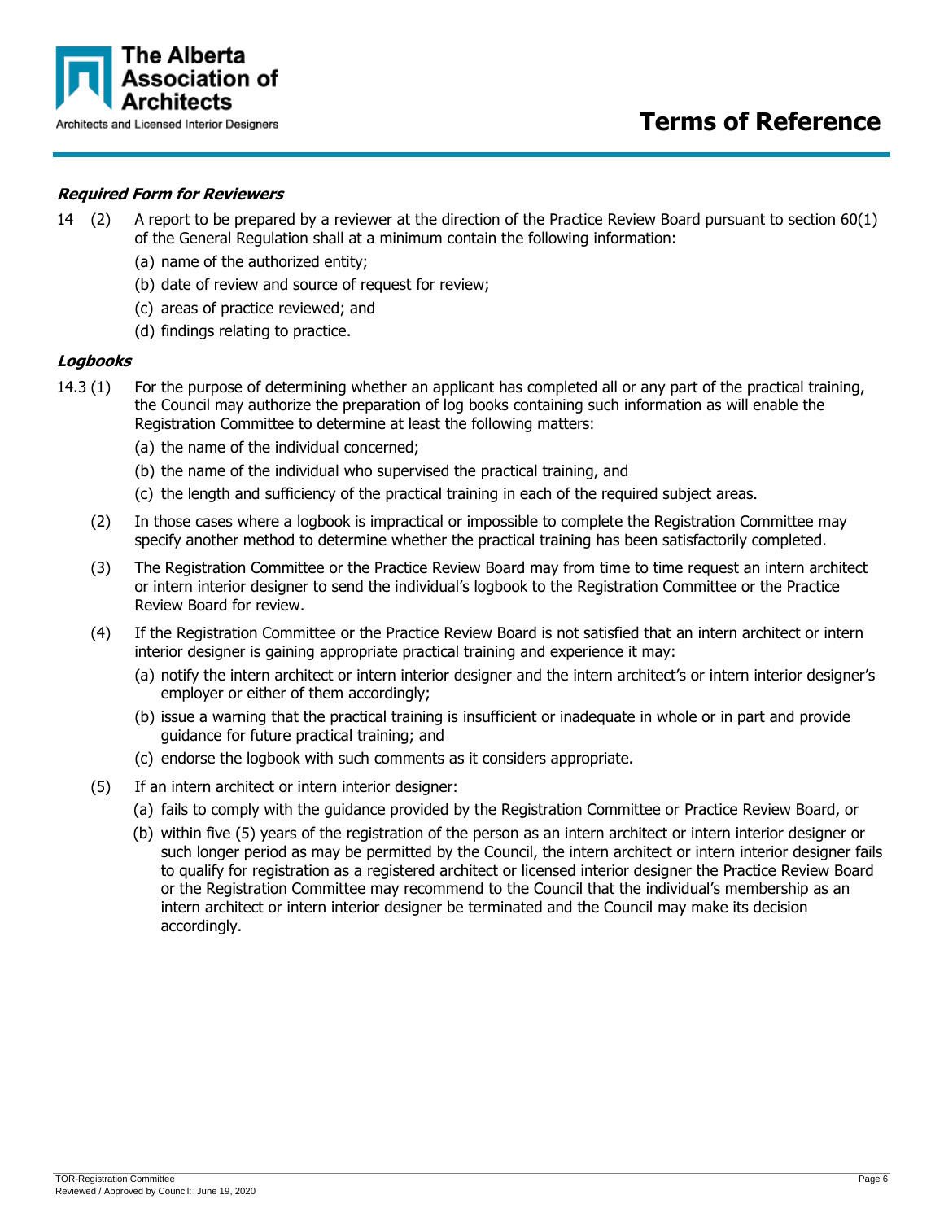***Required Form for Reviewers***

14 (2) A report to be prepared by a reviewer at the direction of the Practice Review Board pursuant to section 60(1) of the General Regulation shall at a minimum contain the following information:

(a) name of the authorized entity;

(b) date of review and source of request for review;

(c) areas of practice reviewed; and

(d) findings relating to practice.

***Logbooks***

14.3 (1) For the purpose of determining whether an applicant has completed all or any part of the practical training, the Council may authorize the preparation of log books containing such information as will enable the Registration Committee to determine at least the following matters:

(a) the name of the individual concerned;

(b) the name of the individual who supervised the practical training, and

(c) the length and sufficiency of the practical training in each of the required subject areas.

(2) In those cases where a logbook is impractical or impossible to complete the Registration Committee may specify another method to determine whether the practical training has been satisfactorily completed.

(3) The Registration Committee or the Practice Review Board may from time to time request an intern architect or intern interior designer to send the individual's logbook to the Registration Committee or the Practice Review Board for review.

(4) If the Registration Committee or the Practice Review Board is not satisfied that an intern architect or intern interior designer is gaining appropriate practical training and experience it may:

(a) notify the intern architect or intern interior designer and the intern architect's or intern interior designer's employer or either of them accordingly;

(b) issue a warning that the practical training is insufficient or inadequate in whole or in part and provide guidance for future practical training; and

(c) endorse the logbook with such comments as it considers appropriate.

(5) If an intern architect or intern interior designer:

(a) fails to comply with the guidance provided by the Registration Committee or Practice Review Board, or

(b) within five (5) years of the registration of the person as an intern architect or intern interior designer or such longer period as may be permitted by the Council, the intern architect or intern interior designer fails to qualify for registration as a registered architect or licensed interior designer the Practice Review Board or the Registration Committee may recommend to the Council that the individual's membership as an intern architect or intern interior designer be terminated and the Council may make its decision accordingly.